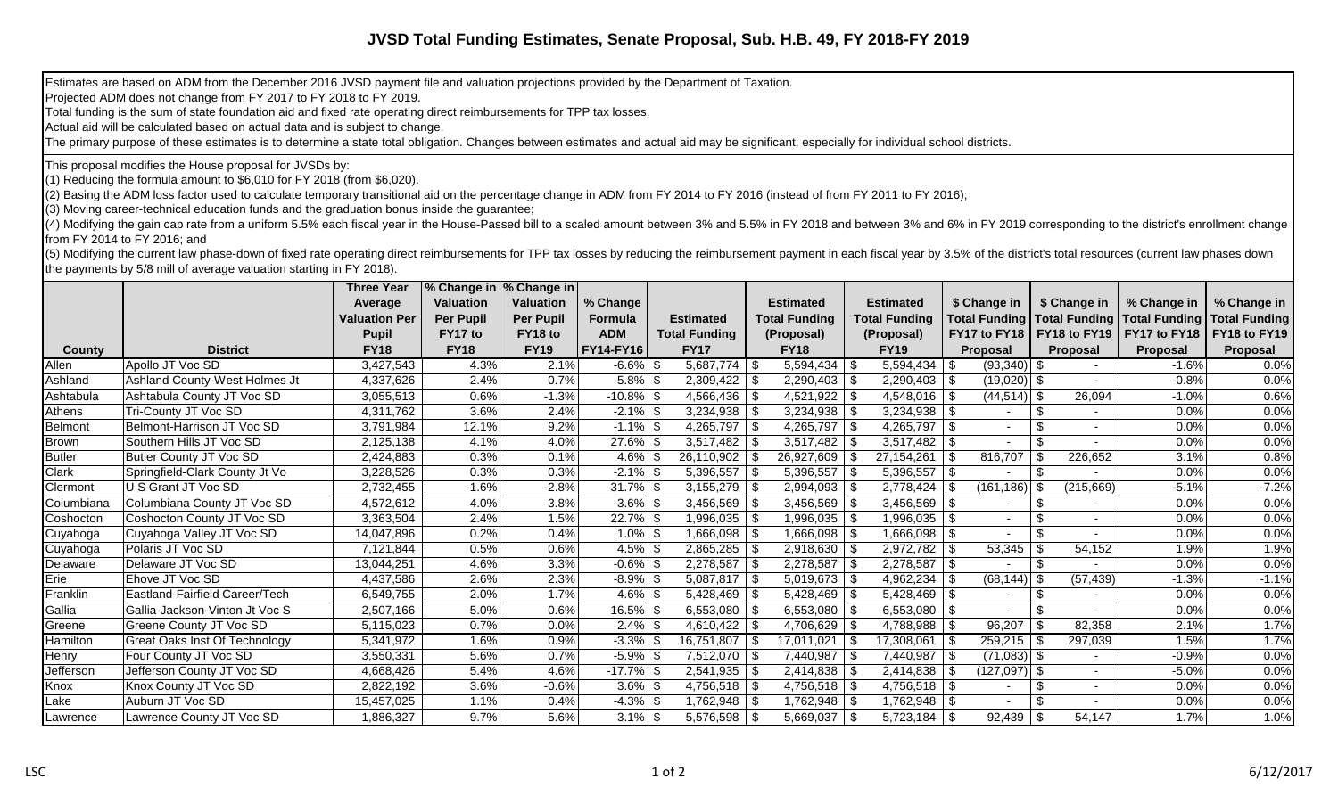# JVSD Total Funding Estimates, Senate Proposal, Sub. H.B. 49, FY 2018-FY 2019

Estimates are based on ADM from the December 2016 JVSD payment file and valuation projections provided by the Department of Taxation.
Projected ADM does not change from FY 2017 to FY 2018 to FY 2019.
Total funding is the sum of state foundation aid and fixed rate operating direct reimbursements for TPP tax losses.
Actual aid will be calculated based on actual data and is subject to change.
The primary purpose of these estimates is to determine a state total obligation. Changes between estimates and actual aid may be significant, especially for individual school districts.

This proposal modifies the House proposal for JVSDs by:
(1) Reducing the formula amount to $6,010 for FY 2018 (from $6,020).
(2) Basing the ADM loss factor used to calculate temporary transitional aid on the percentage change in ADM from FY 2014 to FY 2016 (instead of from FY 2011 to FY 2016);
(3) Moving career-technical education funds and the graduation bonus inside the guarantee;
(4) Modifying the gain cap rate from a uniform 5.5% each fiscal year in the House-Passed bill to a scaled amount between 3% and 5.5% in FY 2018 and between 3% and 6% in FY 2019 corresponding to the district's enrollment change from FY 2014 to FY 2016; and
(5) Modifying the current law phase-down of fixed rate operating direct reimbursements for TPP tax losses by reducing the reimbursement payment in each fiscal year by 3.5% of the district's total resources (current law phases down the payments by 5/8 mill of average valuation starting in FY 2018).

| County | District | Three Year Average Valuation Per Pupil FY18 | % Change in Valuation Per Pupil FY17 to FY18 | % Change in Valuation Per Pupil FY18 to FY19 | % Change Formula ADM FY14-FY16 | Estimated Total Funding FY17 | Estimated Total Funding (Proposal) FY18 | Estimated Total Funding (Proposal) FY19 | $ Change in Total Funding FY17 to FY18 Proposal | $ Change in Total Funding FY18 to FY19 Proposal | % Change in Total Funding FY17 to FY18 Proposal | % Change in Total Funding FY18 to FY19 Proposal |
|---|---|---|---|---|---|---|---|---|---|---|---|---|
| Allen | Apollo JT Voc SD | 3,427,543 | 4.3% | 2.1% | -6.6% | $ 5,687,774 | $ 5,594,434 | $ 5,594,434 | $ (93,340) | $ - | -1.6% | 0.0% |
| Ashland | Ashland County-West Holmes Jt | 4,337,626 | 2.4% | 0.7% | -5.8% | $ 2,309,422 | $ 2,290,403 | $ 2,290,403 | $ (19,020) | $ - | -0.8% | 0.0% |
| Ashtabula | Ashtabula County JT Voc SD | 3,055,513 | 0.6% | -1.3% | -10.8% | $ 4,566,436 | $ 4,521,922 | $ 4,548,016 | $ (44,514) | $ 26,094 | -1.0% | 0.6% |
| Athens | Tri-County JT Voc SD | 4,311,762 | 3.6% | 2.4% | -2.1% | $ 3,234,938 | $ 3,234,938 | $ 3,234,938 | $ - | $ - | 0.0% | 0.0% |
| Belmont | Belmont-Harrison JT Voc SD | 3,791,984 | 12.1% | 9.2% | -1.1% | $ 4,265,797 | $ 4,265,797 | $ 4,265,797 | $ - | $ - | 0.0% | 0.0% |
| Brown | Southern Hills JT Voc SD | 2,125,138 | 4.1% | 4.0% | 27.6% | $ 3,517,482 | $ 3,517,482 | $ 3,517,482 | $ - | $ - | 0.0% | 0.0% |
| Butler | Butler County JT Voc SD | 2,424,883 | 0.3% | 0.1% | 4.6% | $ 26,110,902 | $ 26,927,609 | $ 27,154,261 | $ 816,707 | $ 226,652 | 3.1% | 0.8% |
| Clark | Springfield-Clark County Jt Vo | 3,228,526 | 0.3% | 0.3% | -2.1% | $ 5,396,557 | $ 5,396,557 | $ 5,396,557 | $ - | $ - | 0.0% | 0.0% |
| Clermont | U S Grant JT Voc SD | 2,732,455 | -1.6% | -2.8% | 31.7% | $ 3,155,279 | $ 2,994,093 | $ 2,778,424 | $ (161,186) | $ (215,669) | -5.1% | -7.2% |
| Columbiana | Columbiana County JT Voc SD | 4,572,612 | 4.0% | 3.8% | -3.6% | $ 3,456,569 | $ 3,456,569 | $ 3,456,569 | $ - | $ - | 0.0% | 0.0% |
| Coshocton | Coshocton County JT Voc SD | 3,363,504 | 2.4% | 1.5% | 22.7% | $ 1,996,035 | $ 1,996,035 | $ 1,996,035 | $ - | $ - | 0.0% | 0.0% |
| Cuyahoga | Cuyahoga Valley JT Voc SD | 14,047,896 | 0.2% | 0.4% | 1.0% | $ 1,666,098 | $ 1,666,098 | $ 1,666,098 | $ - | $ - | 0.0% | 0.0% |
| Cuyahoga | Polaris JT Voc SD | 7,121,844 | 0.5% | 0.6% | 4.5% | $ 2,865,285 | $ 2,918,630 | $ 2,972,782 | $ 53,345 | $ 54,152 | 1.9% | 1.9% |
| Delaware | Delaware JT Voc SD | 13,044,251 | 4.6% | 3.3% | -0.6% | $ 2,278,587 | $ 2,278,587 | $ 2,278,587 | $ - | $ - | 0.0% | 0.0% |
| Erie | Ehove JT Voc SD | 4,437,586 | 2.6% | 2.3% | -8.9% | $ 5,087,817 | $ 5,019,673 | $ 4,962,234 | $ (68,144) | $ (57,439) | -1.3% | -1.1% |
| Franklin | Eastland-Fairfield Career/Tech | 6,549,755 | 2.0% | 1.7% | 4.6% | $ 5,428,469 | $ 5,428,469 | $ 5,428,469 | $ - | $ - | 0.0% | 0.0% |
| Gallia | Gallia-Jackson-Vinton Jt Voc S | 2,507,166 | 5.0% | 0.6% | 16.5% | $ 6,553,080 | $ 6,553,080 | $ 6,553,080 | $ - | $ - | 0.0% | 0.0% |
| Greene | Greene County JT Voc SD | 5,115,023 | 0.7% | 0.0% | 2.4% | $ 4,610,422 | $ 4,706,629 | $ 4,788,988 | $ 96,207 | $ 82,358 | 2.1% | 1.7% |
| Hamilton | Great Oaks Inst Of Technology | 5,341,972 | 1.6% | 0.9% | -3.3% | $ 16,751,807 | $ 17,011,021 | $ 17,308,061 | $ 259,215 | $ 297,039 | 1.5% | 1.7% |
| Henry | Four County JT Voc SD | 3,550,331 | 5.6% | 0.7% | -5.9% | $ 7,512,070 | $ 7,440,987 | $ 7,440,987 | $ (71,083) | $ - | -0.9% | 0.0% |
| Jefferson | Jefferson County JT Voc SD | 4,668,426 | 5.4% | 4.6% | -17.7% | $ 2,541,935 | $ 2,414,838 | $ 2,414,838 | $ (127,097) | $ - | -5.0% | 0.0% |
| Knox | Knox County JT Voc SD | 2,822,192 | 3.6% | -0.6% | 3.6% | $ 4,756,518 | $ 4,756,518 | $ 4,756,518 | $ - | $ - | 0.0% | 0.0% |
| Lake | Auburn JT Voc SD | 15,457,025 | 1.1% | 0.4% | -4.3% | $ 1,762,948 | $ 1,762,948 | $ 1,762,948 | $ - | $ - | 0.0% | 0.0% |
| Lawrence | Lawrence County JT Voc SD | 1,886,327 | 9.7% | 5.6% | 3.1% | $ 5,576,598 | $ 5,669,037 | $ 5,723,184 | $ 92,439 | $ 54,147 | 1.7% | 1.0% |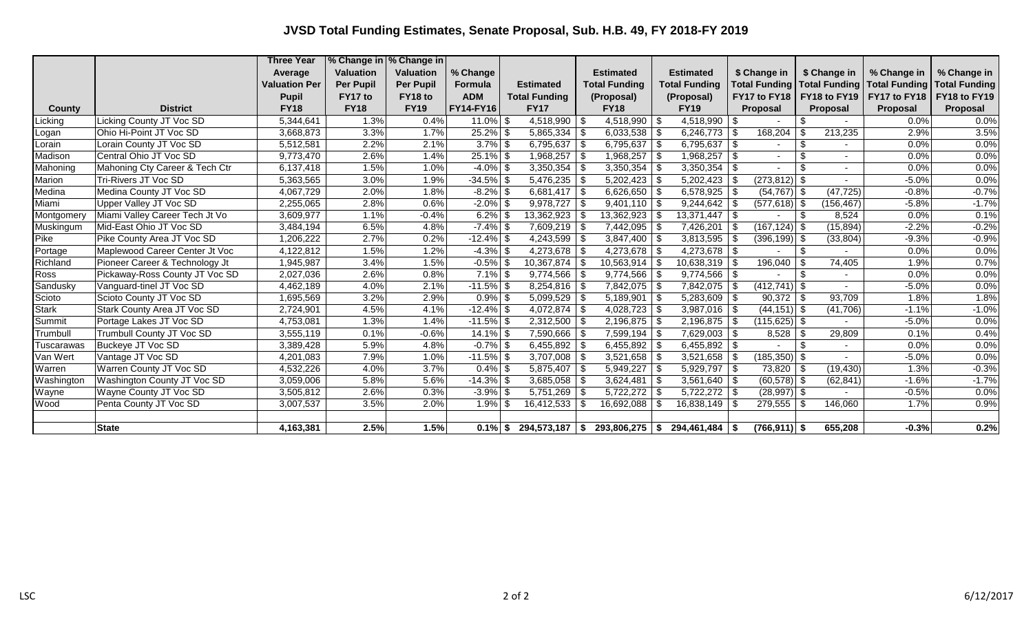# JVSD Total Funding Estimates, Senate Proposal, Sub. H.B. 49, FY 2018-FY 2019

| County | District | Three Year Average Valuation Per Pupil FY18 | % Change in Valuation Per Pupil FY17 to FY18 | % Change in Valuation Per Pupil FY18 to FY19 | % Change Formula ADM FY14-FY16 | Estimated Total Funding FY17 | Estimated Total Funding (Proposal) FY18 | Estimated Total Funding (Proposal) FY19 | $ Change in Total Funding FY17 to FY18 Proposal | $ Change in Total Funding FY18 to FY19 Proposal | % Change in Total Funding FY17 to FY18 Proposal | % Change in Total Funding FY18 to FY19 Proposal |
|---|---|---|---|---|---|---|---|---|---|---|---|---|
| Licking | Licking County JT Voc SD | 5,344,641 | 1.3% | 0.4% | 11.0% | $ 4,518,990 | $ 4,518,990 | $ 4,518,990 | $ - | $ - | 0.0% | 0.0% |
| Logan | Ohio Hi-Point JT Voc SD | 3,668,873 | 3.3% | 1.7% | 25.2% | $ 5,865,334 | $ 6,033,538 | $ 6,246,773 | $ 168,204 | $ 213,235 | 2.9% | 3.5% |
| Lorain | Lorain County JT Voc SD | 5,512,581 | 2.2% | 2.1% | 3.7% | $ 6,795,637 | $ 6,795,637 | $ 6,795,637 | $ - | $ - | 0.0% | 0.0% |
| Madison | Central Ohio JT Voc SD | 9,773,470 | 2.6% | 1.4% | 25.1% | $ 1,968,257 | $ 1,968,257 | $ 1,968,257 | $ - | $ - | 0.0% | 0.0% |
| Mahoning | Mahoning Cty Career & Tech Ctr | 6,137,418 | 1.5% | 1.0% | -4.0% | $ 3,350,354 | $ 3,350,354 | $ 3,350,354 | $ - | $ - | 0.0% | 0.0% |
| Marion | Tri-Rivers JT Voc SD | 5,363,565 | 3.0% | 1.9% | -34.5% | $ 5,476,235 | $ 5,202,423 | $ 5,202,423 | $ (273,812) | $ - | -5.0% | 0.0% |
| Medina | Medina County JT Voc SD | 4,067,729 | 2.0% | 1.8% | -8.2% | $ 6,681,417 | $ 6,626,650 | $ 6,578,925 | $ (54,767) | $ (47,725) | -0.8% | -0.7% |
| Miami | Upper Valley JT Voc SD | 2,255,065 | 2.8% | 0.6% | -2.0% | $ 9,978,727 | $ 9,401,110 | $ 9,244,642 | $ (577,618) | $ (156,467) | -5.8% | -1.7% |
| Montgomery | Miami Valley Career Tech Jt Vo | 3,609,977 | 1.1% | -0.4% | 6.2% | $ 13,362,923 | $ 13,362,923 | $ 13,371,447 | $ - | $ 8,524 | 0.0% | 0.1% |
| Muskingum | Mid-East Ohio JT Voc SD | 3,484,194 | 6.5% | 4.8% | -7.4% | $ 7,609,219 | $ 7,442,095 | $ 7,426,201 | $ (167,124) | $ (15,894) | -2.2% | -0.2% |
| Pike | Pike County Area JT Voc SD | 1,206,222 | 2.7% | 0.2% | -12.4% | $ 4,243,599 | $ 3,847,400 | $ 3,813,595 | $ (396,199) | $ (33,804) | -9.3% | -0.9% |
| Portage | Maplewood Career Center Jt Voc | 4,122,812 | 1.5% | 1.2% | -4.3% | $ 4,273,678 | $ 4,273,678 | $ 4,273,678 | $ - | $ - | 0.0% | 0.0% |
| Richland | Pioneer Career & Technology Jt | 1,945,987 | 3.4% | 1.5% | -0.5% | $ 10,367,874 | $ 10,563,914 | $ 10,638,319 | $ 196,040 | $ 74,405 | 1.9% | 0.7% |
| Ross | Pickaway-Ross County JT Voc SD | 2,027,036 | 2.6% | 0.8% | 7.1% | $ 9,774,566 | $ 9,774,566 | $ 9,774,566 | $ - | $ - | 0.0% | 0.0% |
| Sandusky | Vanguard-tinel JT Voc SD | 4,462,189 | 4.0% | 2.1% | -11.5% | $ 8,254,816 | $ 7,842,075 | $ 7,842,075 | $ (412,741) | $ - | -5.0% | 0.0% |
| Scioto | Scioto County JT Voc SD | 1,695,569 | 3.2% | 2.9% | 0.9% | $ 5,099,529 | $ 5,189,901 | $ 5,283,609 | $ 90,372 | $ 93,709 | 1.8% | 1.8% |
| Stark | Stark County Area JT Voc SD | 2,724,901 | 4.5% | 4.1% | -12.4% | $ 4,072,874 | $ 4,028,723 | $ 3,987,016 | $ (44,151) | $ (41,706) | -1.1% | -1.0% |
| Summit | Portage Lakes JT Voc SD | 4,753,081 | 1.3% | 1.4% | -11.5% | $ 2,312,500 | $ 2,196,875 | $ 2,196,875 | $ (115,625) | $ - | -5.0% | 0.0% |
| Trumbull | Trumbull County JT Voc SD | 3,555,119 | 0.1% | -0.6% | 14.1% | $ 7,590,666 | $ 7,599,194 | $ 7,629,003 | $ 8,528 | $ 29,809 | 0.1% | 0.4% |
| Tuscarawas | Buckeye JT Voc SD | 3,389,428 | 5.9% | 4.8% | -0.7% | $ 6,455,892 | $ 6,455,892 | $ 6,455,892 | $ - | $ - | 0.0% | 0.0% |
| Van Wert | Vantage JT Voc SD | 4,201,083 | 7.9% | 1.0% | -11.5% | $ 3,707,008 | $ 3,521,658 | $ 3,521,658 | $ (185,350) | $ - | -5.0% | 0.0% |
| Warren | Warren County JT Voc SD | 4,532,226 | 4.0% | 3.7% | 0.4% | $ 5,875,407 | $ 5,949,227 | $ 5,929,797 | $ 73,820 | $ (19,430) | 1.3% | -0.3% |
| Washington | Washington County JT Voc SD | 3,059,006 | 5.8% | 5.6% | -14.3% | $ 3,685,058 | $ 3,624,481 | $ 3,561,640 | $ (60,578) | $ (62,841) | -1.6% | -1.7% |
| Wayne | Wayne County JT Voc SD | 3,505,812 | 2.6% | 0.3% | -3.9% | $ 5,751,269 | $ 5,722,272 | $ 5,722,272 | $ (28,997) | $ - | -0.5% | 0.0% |
| Wood | Penta County JT Voc SD | 3,007,537 | 3.5% | 2.0% | 1.9% | $ 16,412,533 | $ 16,692,088 | $ 16,838,149 | $ 279,555 | $ 146,060 | 1.7% | 0.9% |
| | | | | | | | | | | | | |
| | **State** | **4,163,381** | **2.5%** | **1.5%** | **0.1%** | **$ 294,573,187** | **$ 293,806,275** | **$ 294,461,484** | **$ (766,911)** | **$ 655,208** | **-0.3%** | **0.2%** |

LSC 6/12/2017